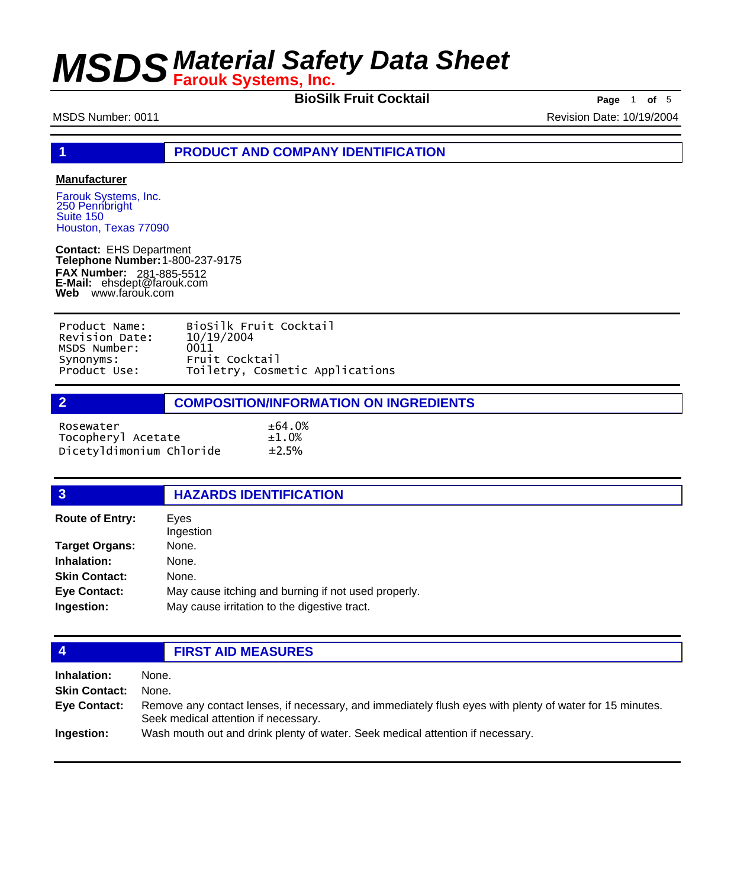# MSDS Material Safety Data Sheet
**Farouk Systems, Inc.**

**BioSilk Fruit Cocktail**

MSDS Number: 0011 Revision Date: 10/19/2004

## 1 PRODUCT AND COMPANY IDENTIFICATION

**Manufacturer**

Farouk Systems, Inc.
250 Pennbright
Suite 150
Houston, Texas 77090

**Contact:** EHS Department
**Telephone Number:** 1-800-237-9175
**FAX Number:** 281-885-5512
**E-Mail:** ehsdept@farouk.com
**Web** www.farouk.com

| | |
|---|---|
| Product Name: | BioSilk Fruit Cocktail |
| Revision Date: | 10/19/2004 |
| MSDS Number: | 0011 |
| Synonyms: | Fruit Cocktail |
| Product Use: | Toiletry, Cosmetic Applications |

## 2 COMPOSITION/INFORMATION ON INGREDIENTS

| | |
|---|---|
| Rosewater | ±64.0% |
| Tocopheryl Acetate | ±1.0% |
| Dicetyldimonium Chloride | ±2.5% |

## 3 HAZARDS IDENTIFICATION

**Route of Entry:** Eyes
Ingestion

**Target Organs:** None.

**Inhalation:** None.

**Skin Contact:** None.

**Eye Contact:** May cause itching and burning if not used properly.

**Ingestion:** May cause irritation to the digestive tract.

## 4 FIRST AID MEASURES

**Inhalation:** None.

**Skin Contact:** None.

**Eye Contact:** Remove any contact lenses, if necessary, and immediately flush eyes with plenty of water for 15 minutes. Seek medical attention if necessary.

**Ingestion:** Wash mouth out and drink plenty of water. Seek medical attention if necessary.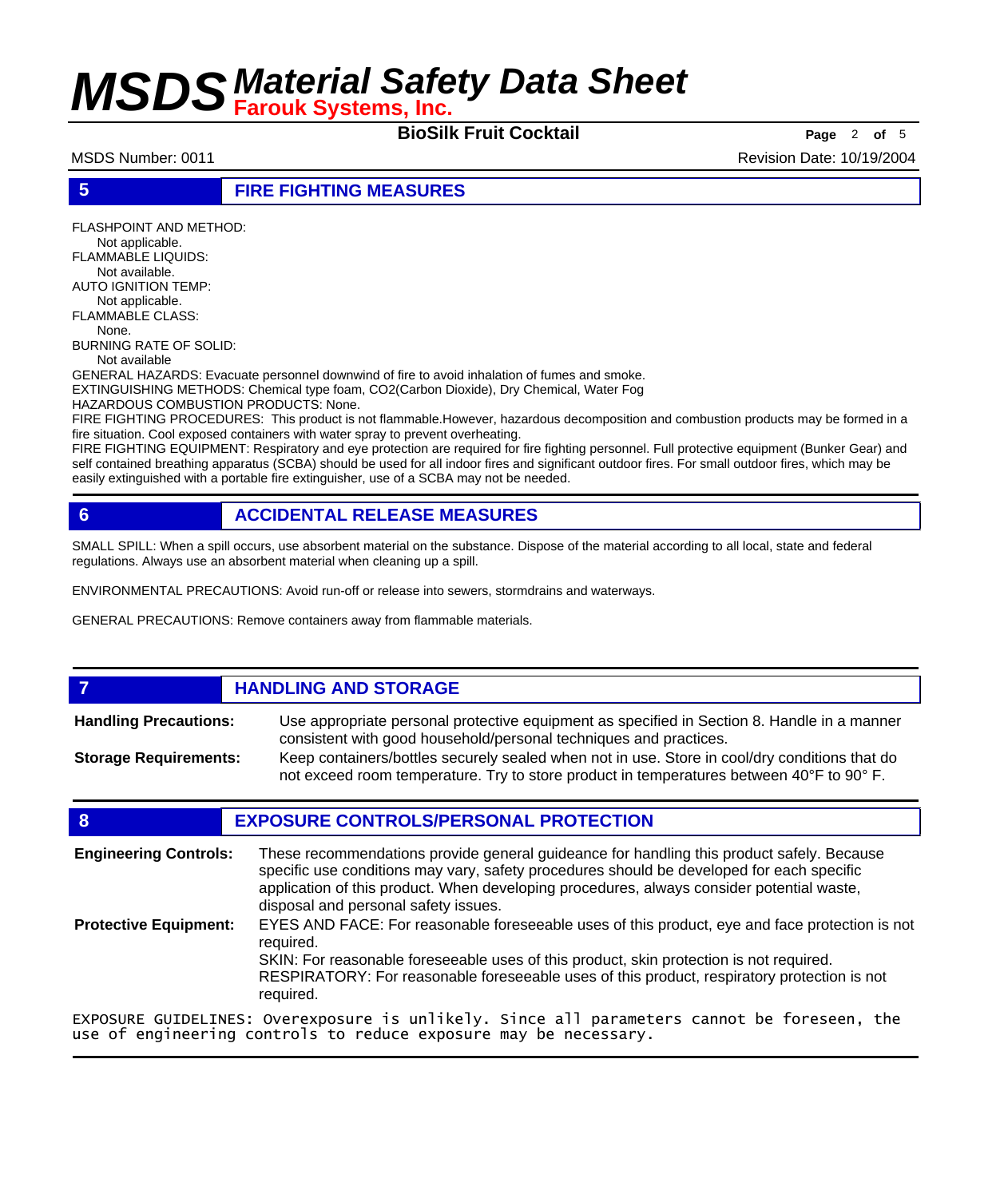## 5 FIRE FIGHTING MEASURES

FLASHPOINT AND METHOD:
Not applicable.
FLAMMABLE LIQUIDS:
Not available.
AUTO IGNITION TEMP:
Not applicable.
FLAMMABLE CLASS:
None.
BURNING RATE OF SOLID:
Not available
GENERAL HAZARDS: Evacuate personnel downwind of fire to avoid inhalation of fumes and smoke.
EXTINGUISHING METHODS: Chemical type foam, $CO_2$(Carbon Dioxide), Dry Chemical, Water Fog
HAZARDOUS COMBUSTION PRODUCTS: None.
FIRE FIGHTING PROCEDURES: This product is not flammable.However, hazardous decomposition and combustion products may be formed in a fire situation. Cool exposed containers with water spray to prevent overheating.
FIRE FIGHTING EQUIPMENT: Respiratory and eye protection are required for fire fighting personnel. Full protective equipment (Bunker Gear) and self contained breathing apparatus (SCBA) should be used for all indoor fires and significant outdoor fires. For small outdoor fires, which may be easily extinguished with a portable fire extinguisher, use of a SCBA may not be needed.

## 6 ACCIDENTAL RELEASE MEASURES

SMALL SPILL: When a spill occurs, use absorbent material on the substance. Dispose of the material according to all local, state and federal regulations. Always use an absorbent material when cleaning up a spill.

ENVIRONMENTAL PRECAUTIONS: Avoid run-off or release into sewers, stormdrains and waterways.

GENERAL PRECAUTIONS: Remove containers away from flammable materials.

## 7 HANDLING AND STORAGE

**Handling Precautions:** Use appropriate personal protective equipment as specified in Section 8. Handle in a manner consistent with good household/personal techniques and practices.

**Storage Requirements:** Keep containers/bottles securely sealed when not in use. Store in cool/dry conditions that do not exceed room temperature. Try to store product in temperatures between 40°F to 90° F.

## 8 EXPOSURE CONTROLS/PERSONAL PROTECTION

**Engineering Controls:** These recommendations provide general guideance for handling this product safely. Because specific use conditions may vary, safety procedures should be developed for each specific application of this product. When developing procedures, always consider potential waste, disposal and personal safety issues.

**Protective Equipment:** EYES AND FACE: For reasonable foreseeable uses of this product, eye and face protection is not required.
SKIN: For reasonable foreseeable uses of this product, skin protection is not required.
RESPIRATORY: For reasonable foreseeable uses of this product, respiratory protection is not required.

EXPOSURE GUIDELINES: Overexposure is unlikely. Since all parameters cannot be foreseen, the use of engineering controls to reduce exposure may be necessary.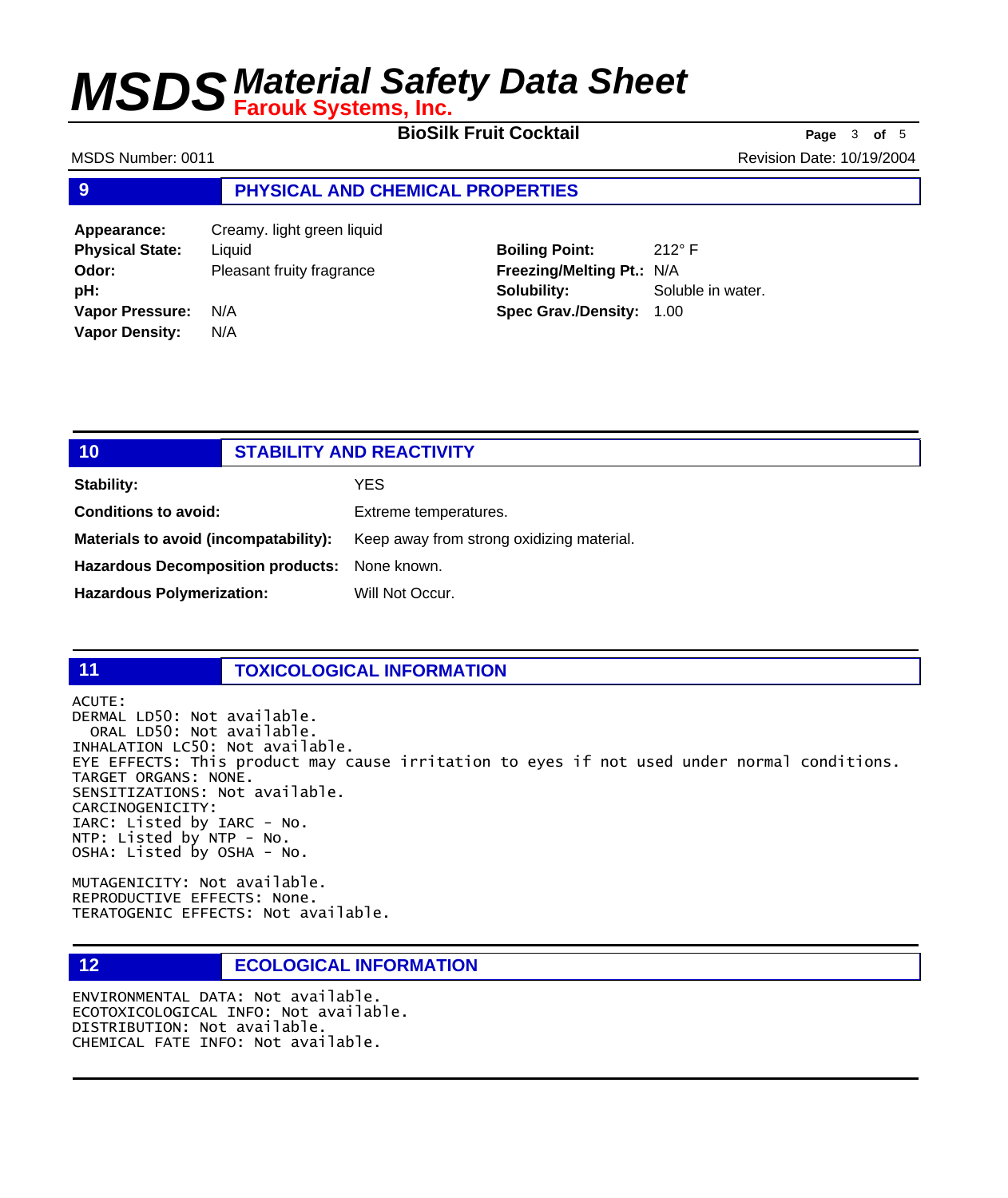## 9 PHYSICAL AND CHEMICAL PROPERTIES

| | | | |
|---|---|---|---|
| **Appearance:** | Creamy. light green liquid | | |
| **Physical State:** | Liquid | **Boiling Point:** | 212° F |
| **Odor:** | Pleasant fruity fragrance | **Freezing/Melting Pt.:** | N/A |
| **pH:** | | **Solubility:** | Soluble in water. |
| **Vapor Pressure:** | N/A | **Spec Grav./Density:** | 1.00 |
| **Vapor Density:** | N/A | | |

## 10 STABILITY AND REACTIVITY

**Stability:** YES

**Conditions to avoid:** Extreme temperatures.

**Materials to avoid (incompatability):** Keep away from strong oxidizing material.

**Hazardous Decomposition products:** None known.

**Hazardous Polymerization:** Will Not Occur.

## 11 TOXICOLOGICAL INFORMATION

ACUTE:
DERMAL LD50: Not available.
ORAL LD50: Not available.
INHALATION LC50: Not available.
EYE EFFECTS: This product may cause irritation to eyes if not used under normal conditions.
TARGET ORGANS: NONE.
SENSITIZATIONS: Not available.
CARCINOGENICITY:
IARC: Listed by IARC - No.
NTP: Listed by NTP - No.
OSHA: Listed by OSHA - No.

MUTAGENICITY: Not available.
REPRODUCTIVE EFFECTS: None.
TERATOGENIC EFFECTS: Not available.

## 12 ECOLOGICAL INFORMATION

ENVIRONMENTAL DATA: Not available.
ECOTOXICOLOGICAL INFO: Not available.
DISTRIBUTION: Not available.
CHEMICAL FATE INFO: Not available.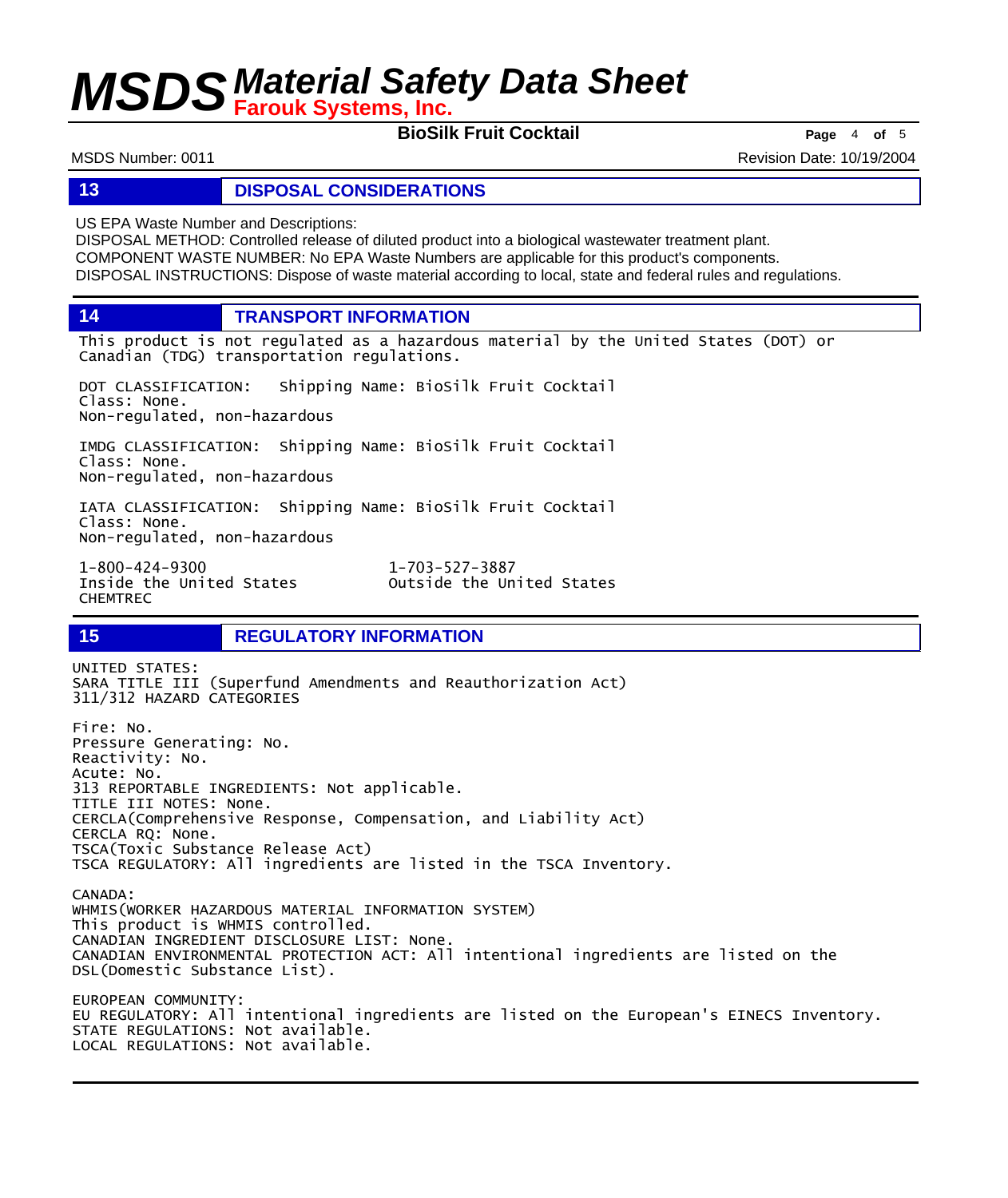## 13 DISPOSAL CONSIDERATIONS

US EPA Waste Number and Descriptions:
DISPOSAL METHOD: Controlled release of diluted product into a biological wastewater treatment plant.
COMPONENT WASTE NUMBER: No EPA Waste Numbers are applicable for this product's components.
DISPOSAL INSTRUCTIONS: Dispose of waste material according to local, state and federal rules and regulations.

## 14 TRANSPORT INFORMATION

This product is not regulated as a hazardous material by the United States (DOT) or Canadian (TDG) transportation regulations.

DOT CLASSIFICATION: Shipping Name: BioSilk Fruit Cocktail
Class: None.
Non-regulated, non-hazardous

IMDG CLASSIFICATION: Shipping Name: BioSilk Fruit Cocktail
Class: None.
Non-regulated, non-hazardous

IATA CLASSIFICATION: Shipping Name: BioSilk Fruit Cocktail
Class: None.
Non-regulated, non-hazardous

1-800-424-9300
Inside the United States
CHEMTREC

1-703-527-3887
Outside the United States

## 15 REGULATORY INFORMATION

UNITED STATES:
SARA TITLE III (Superfund Amendments and Reauthorization Act)
311/312 HAZARD CATEGORIES

Fire: No.
Pressure Generating: No.
Reactivity: No.
Acute: No.
313 REPORTABLE INGREDIENTS: Not applicable.
TITLE III NOTES: None.
CERCLA(Comprehensive Response, Compensation, and Liability Act)
CERCLA RQ: None.
TSCA(Toxic Substance Release Act)
TSCA REGULATORY: All ingredients are listed in the TSCA Inventory.

CANADA:
WHMIS(WORKER HAZARDOUS MATERIAL INFORMATION SYSTEM)
This product is WHMIS controlled.
CANADIAN INGREDIENT DISCLOSURE LIST: None.
CANADIAN ENVIRONMENTAL PROTECTION ACT: All intentional ingredients are listed on the DSL(Domestic Substance List).

EUROPEAN COMMUNITY:
EU REGULATORY: All intentional ingredients are listed on the European's EINECS Inventory.
STATE REGULATIONS: Not available.
LOCAL REGULATIONS: Not available.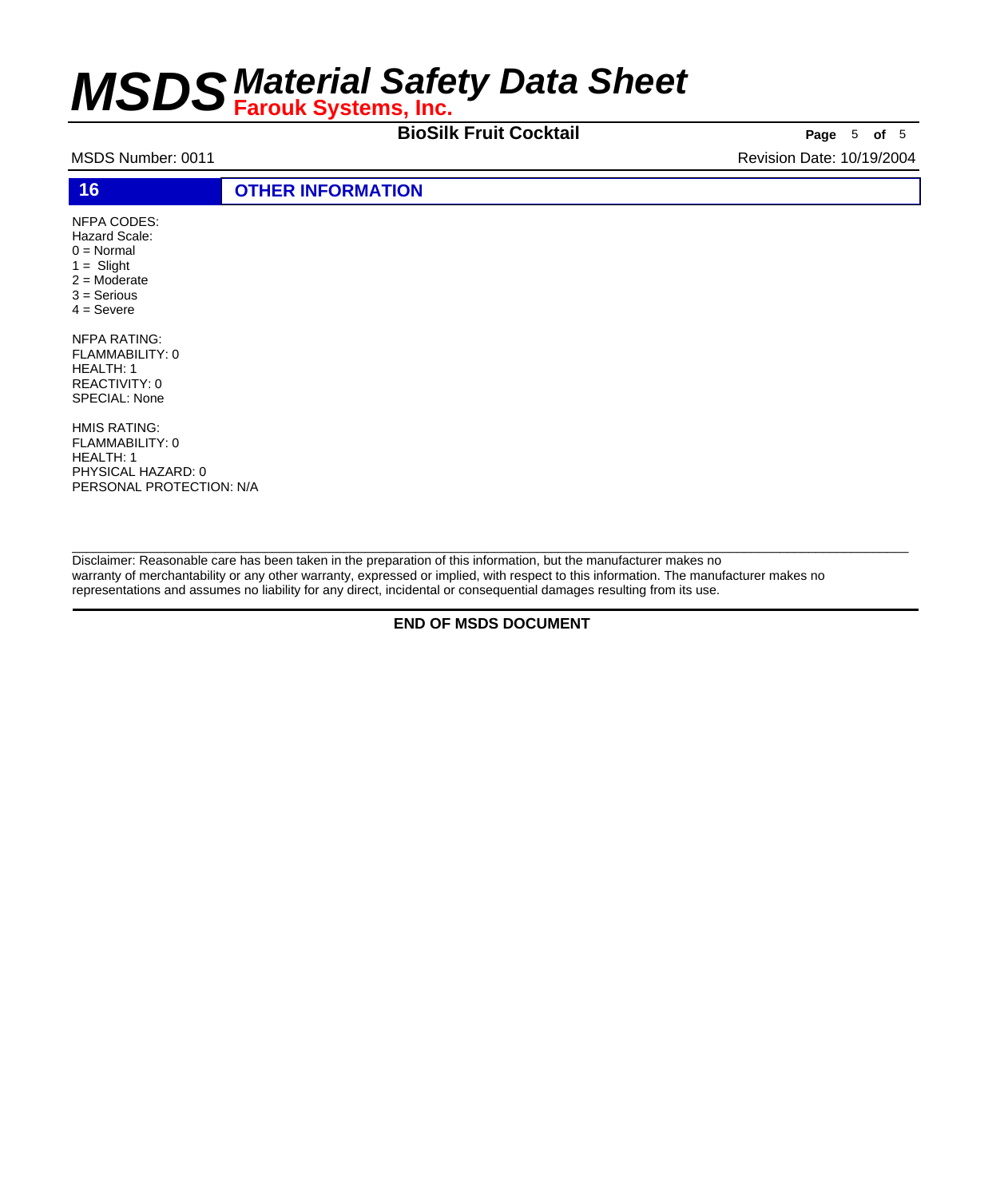## 16 OTHER INFORMATION

NFPA CODES:
Hazard Scale:
0 = Normal
1 = Slight
2 = Moderate
3 = Serious
4 = Severe

NFPA RATING:
FLAMMABILITY: 0
HEALTH: 1
REACTIVITY: 0
SPECIAL: None

HMIS RATING:
FLAMMABILITY: 0
HEALTH: 1
PHYSICAL HAZARD: 0
PERSONAL PROTECTION: N/A

---

Disclaimer: Reasonable care has been taken in the preparation of this information, but the manufacturer makes no warranty of merchantability or any other warranty, expressed or implied, with respect to this information. The manufacturer makes no representations and assumes no liability for any direct, incidental or consequential damages resulting from its use.

---

**END OF MSDS DOCUMENT**